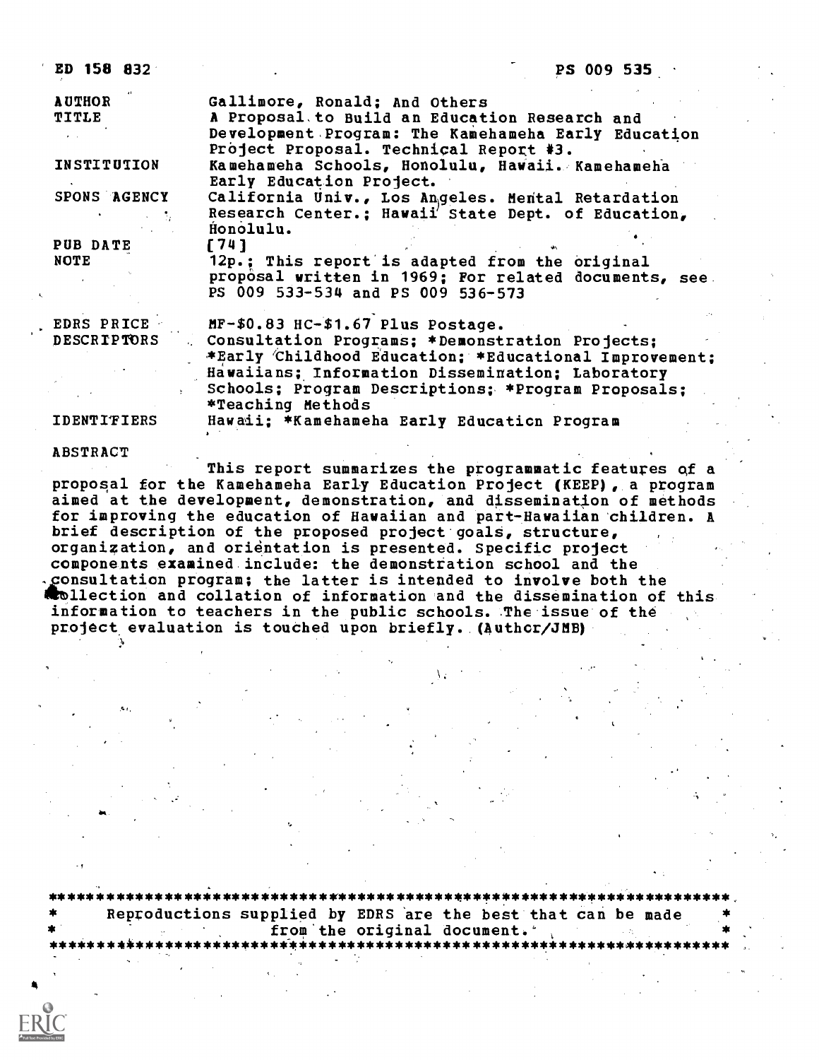ED 158 832 PS 009 535

| | |
|---|---|
| AUTHOR | Gallimore, Ronald; And Others |
| TITLE | A Proposal to Build an Education Research and Development Program: The Kamehameha Early Education Project Proposal. Technical Report #3. |
| INSTITUTION | Kamehameha Schools, Honolulu, Hawaii. Kamehameha Early Education Project. |
| SPONS AGENCY | California Univ., Los Angeles. Mental Retardation Research Center.; Hawaii State Dept. of Education, Honolulu. |
| PUB DATE | [74] |
| NOTE | 12p.; This report is adapted from the original proposal written in 1969; For related documents, see PS 009 533-534 and PS 009 536-573 |
| EDRS PRICE | MF-$0.83 HC-$1.67 Plus Postage. |
| DESCRIPTORS | Consultation Programs; *Demonstration Projects; *Early Childhood Education; *Educational Improvement; Hawaiians; Information Dissemination; Laboratory Schools; Program Descriptions; *Program Proposals; *Teaching Methods |
| IDENTIFIERS | Hawaii; *Kamehameha Early Education Program |

ABSTRACT

This report summarizes the programmatic features of a proposal for the Kamehameha Early Education Project (KEEP), a program aimed at the development, demonstration, and dissemination of methods for improving the education of Hawaiian and part-Hawaiian children. A brief description of the proposed project goals, structure, organization, and orientation is presented. Specific project components examined include: the demonstration school and the consultation program; the latter is intended to involve both the collection and collation of information and the dissemination of this information to teachers in the public schools. The issue of the project evaluation is touched upon briefly. (Author/JMB)

Reproductions supplied by EDRS are the best that can be made from the original document.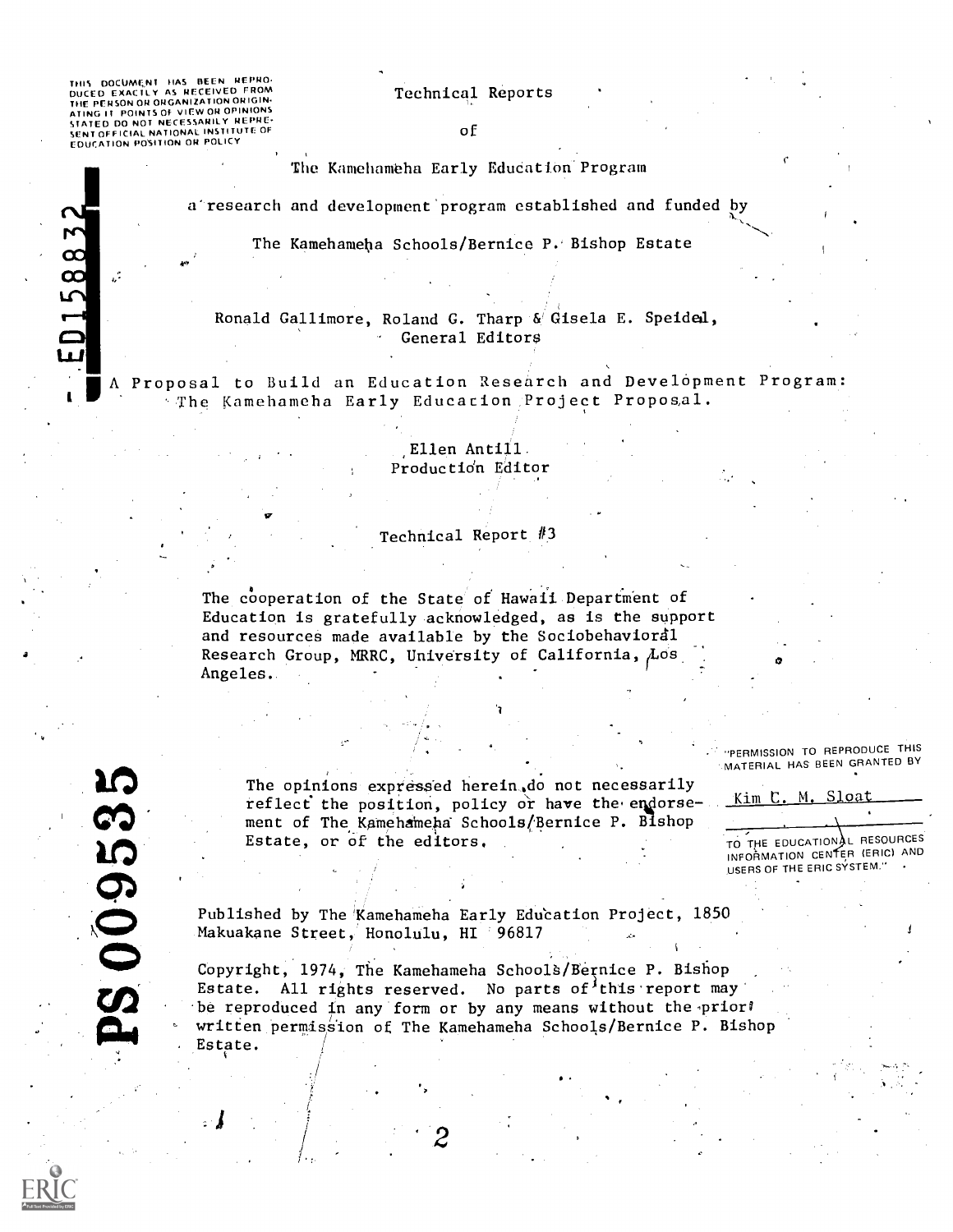THIS DOCUMENT HAS BEEN REPRODUCED EXACTLY AS RECEIVED FROM THE PERSON OR ORGANIZATION ORIGINATING IT. POINTS OF VIEW OR OPINIONS STATED DO NOT NECESSARILY REPRESENT OFFICIAL NATIONAL INSTITUTE OF EDUCATION POSITION OR POLICY

ED158832

# Technical Reports of The Kamehameha Early Education Program

a research and development program established and funded by

The Kamehameha Schools/Bernice P. Bishop Estate

Ronald Gallimore, Roland G. Tharp & Gisela E. Speidel, General Editors

## A Proposal to Build an Education Research and Development Program: The Kamehameha Early Education Project Proposal.

Ellen Antill
Production Editor

Technical Report #3

The cooperation of the State of Hawaii Department of Education is gratefully acknowledged, as is the support and resources made available by the Sociobehavioral Research Group, MRRC, University of California, Los Angeles.

PS009535

The opinions expressed herein do not necessarily reflect the position, policy or have the endorsement of The Kamehameha Schools/Bernice P. Bishop Estate, or of the editors.

"PERMISSION TO REPRODUCE THIS MATERIAL HAS BEEN GRANTED BY

Kim C. M. Sloat

TO THE EDUCATIONAL RESOURCES INFORMATION CENTER (ERIC) AND USERS OF THE ERIC SYSTEM."

Published by The Kamehameha Early Education Project, 1850 Makuakane Street, Honolulu, HI 96817

Copyright, 1974, The Kamehameha Schools/Bernice P. Bishop Estate. All rights reserved. No parts of this report may be reproduced in any form or by any means without the prior written permission of The Kamehameha Schools/Bernice P. Bishop Estate.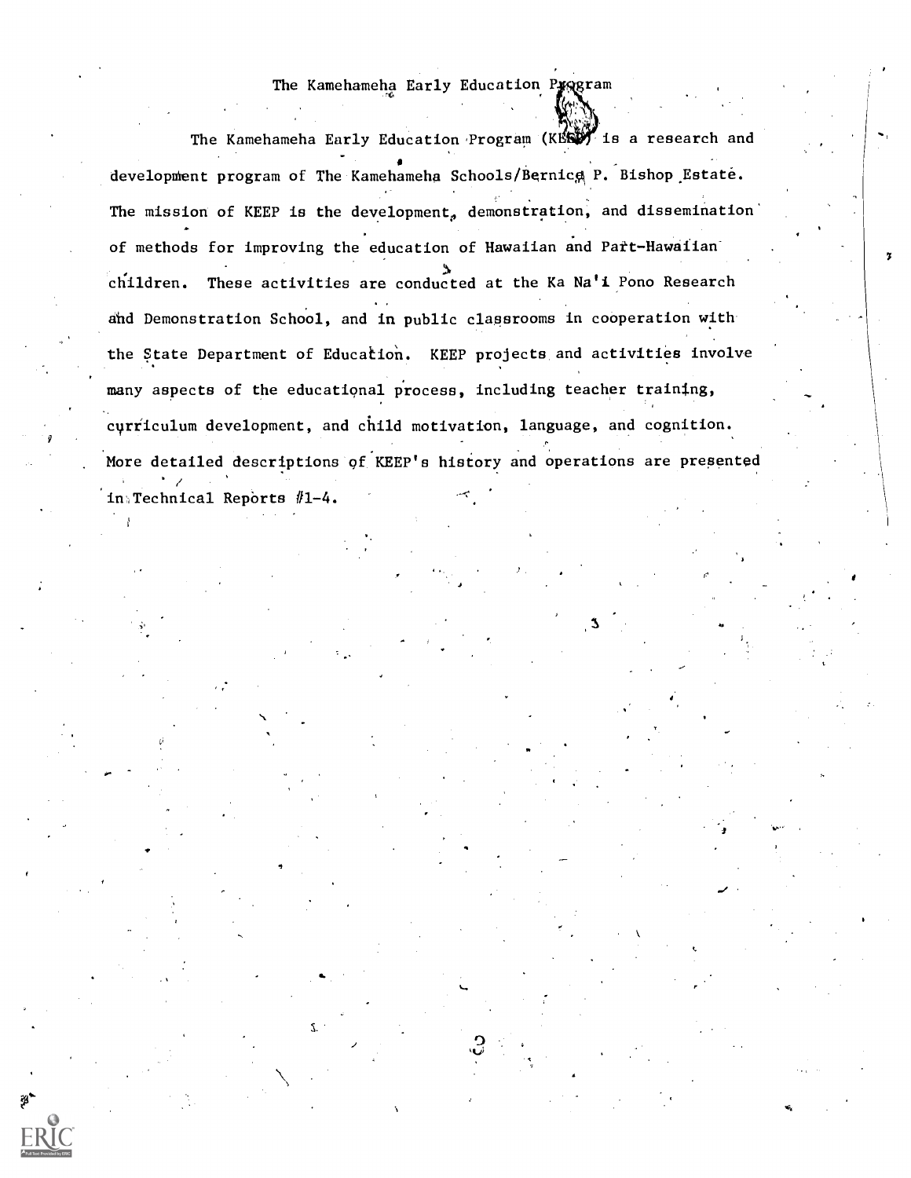# The Kamehameha Early Education Program

The Kamehameha Early Education Program (KEEP) is a research and development program of The Kamehameha Schools/Bernice P. Bishop Estate. The mission of KEEP is the development, demonstration, and dissemination of methods for improving the education of Hawaiian and Part-Hawaiian children. These activities are conducted at the Ka Na'i Pono Research and Demonstration School, and in public classrooms in cooperation with the State Department of Education. KEEP projects and activities involve many aspects of the educational process, including teacher training, curriculum development, and child motivation, language, and cognition. More detailed descriptions of KEEP's history and operations are presented in Technical Reports #1-4.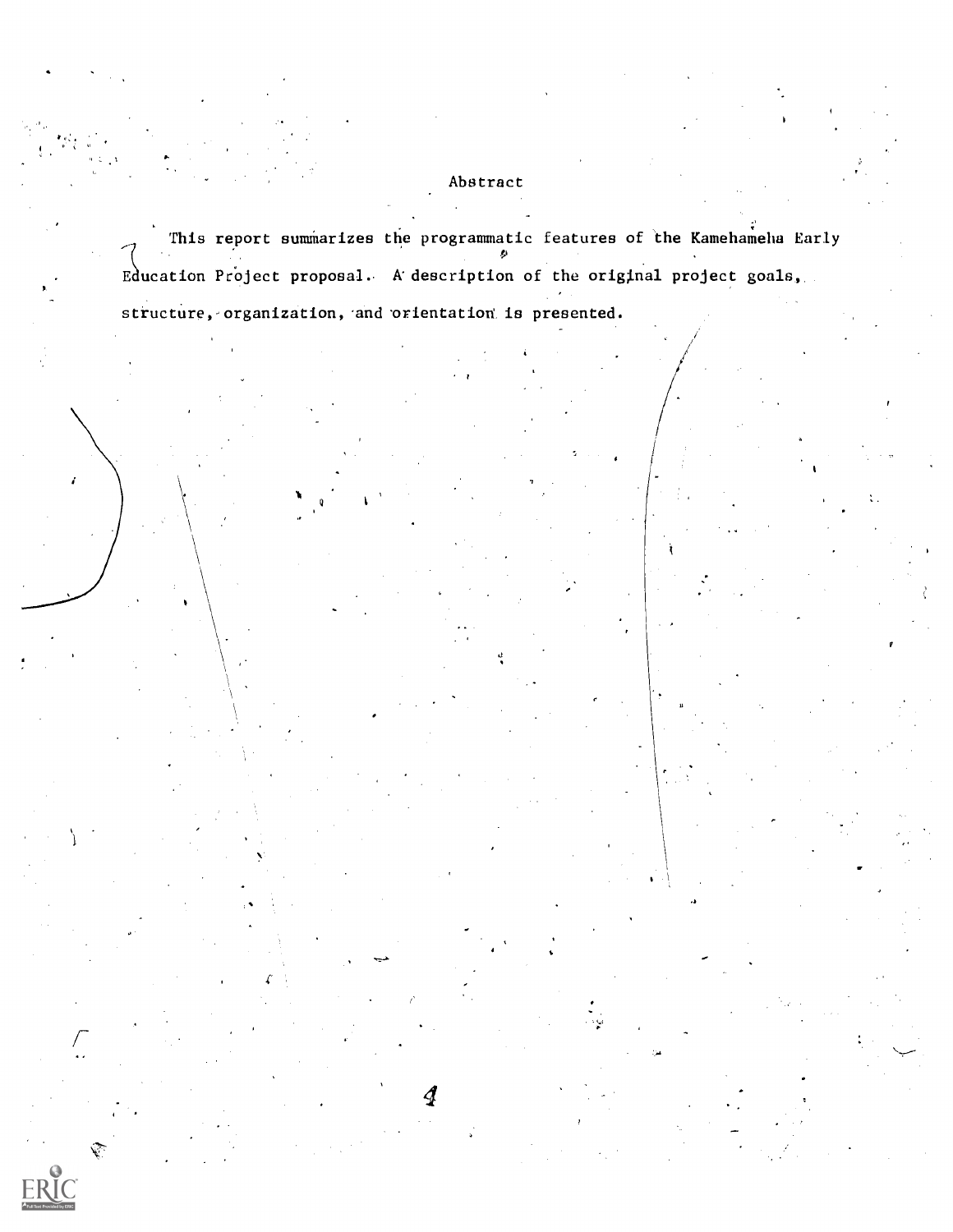## Abstract

This report summarizes the programmatic features of the Kamehameha Early Education Project proposal. A description of the original project goals, structure, organization, and orientation is presented.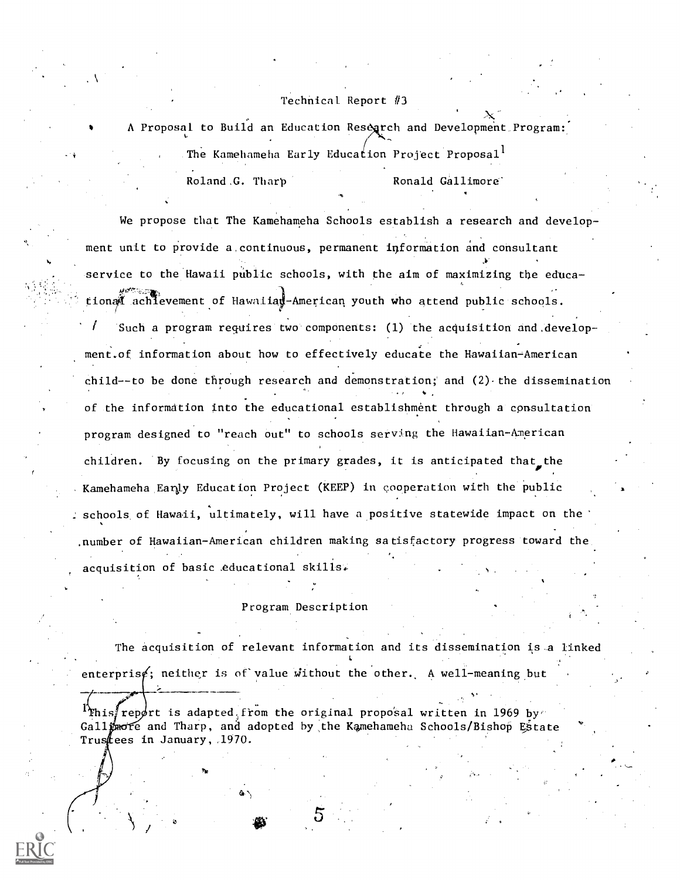Technical Report #3

# A Proposal to Build an Education Research and Development Program: The Kamehameha Early Education Project Proposal[1]

Roland G. Tharp  Ronald Gallimore

We propose that The Kamehameha Schools establish a research and development unit to provide a continuous, permanent information and consultant service to the Hawaii public schools, with the aim of maximizing the educational achievement of Hawaiian-American youth who attend public schools.

Such a program requires two components: (1) the acquisition and development of information about how to effectively educate the Hawaiian-American child--to be done through research and demonstration; and (2) the dissemination of the information into the educational establishment through a consultation program designed to "reach out" to schools serving the Hawaiian-American children. By focusing on the primary grades, it is anticipated that the Kamehameha Early Education Project (KEEP) in cooperation with the public schools of Hawaii, ultimately, will have a positive statewide impact on the number of Hawaiian-American children making satisfactory progress toward the acquisition of basic educational skills.

## Program Description

The acquisition of relevant information and its dissemination is a linked enterprise; neither is of value without the other. A well-meaning but

[1] This report is adapted from the original proposal written in 1969 by Gallimore and Tharp, and adopted by the Kamehameha Schools/Bishop Estate Trustees in January, 1970.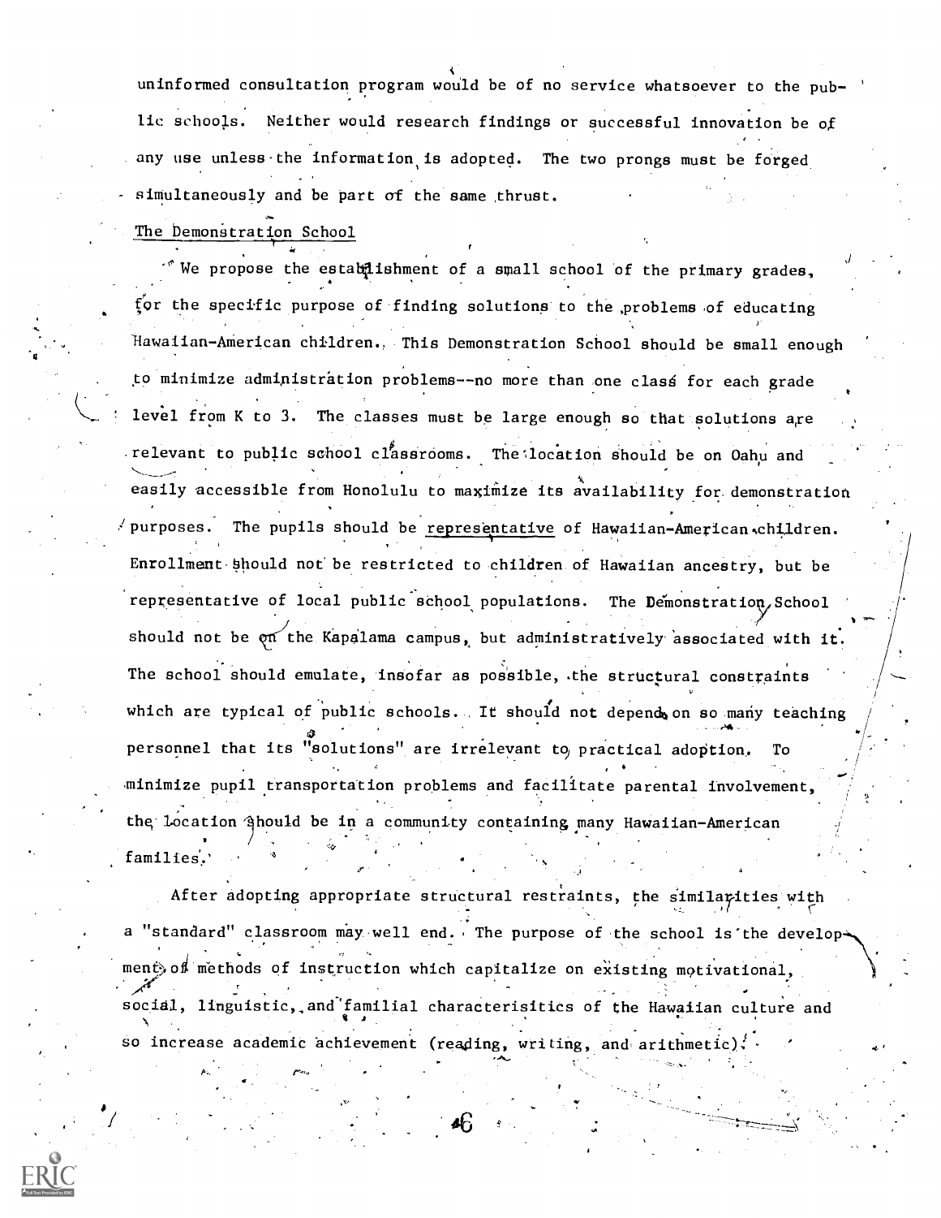uninformed consultation program would be of no service whatsoever to the public schools. Neither would research findings or successful innovation be of any use unless the information is adopted. The two prongs must be forged simultaneously and be part of the same thrust.

## The Demonstration School

We propose the establishment of a small school of the primary grades, for the specific purpose of finding solutions to the problems of educating Hawaiian-American children. This Demonstration School should be small enough to minimize administration problems--no more than one class for each grade level from K to 3. The classes must be large enough so that solutions are relevant to public school classrooms. The location should be on Oahu and easily accessible from Honolulu to maximize its availability for demonstration purposes. The pupils should be representative of Hawaiian-American children. Enrollment should not be restricted to children of Hawaiian ancestry, but be representative of local public school populations. The Demonstration School should not be on the Kapalama campus, but administratively associated with it. The school should emulate, insofar as possible, the structural constraints which are typical of public schools. It should not depend on so many teaching personnel that its "solutions" are irrelevant to practical adoption. To minimize pupil transportation problems and facilitate parental involvement, the location should be in a community containing many Hawaiian-American families.

After adopting appropriate structural restraints, the similarities with a "standard" classroom may well end. The purpose of the school is the development of methods of instruction which capitalize on existing motivational, social, linguistic, and familial characterisitics of the Hawaiian culture and so increase academic achievement (reading, writing, and arithmetic).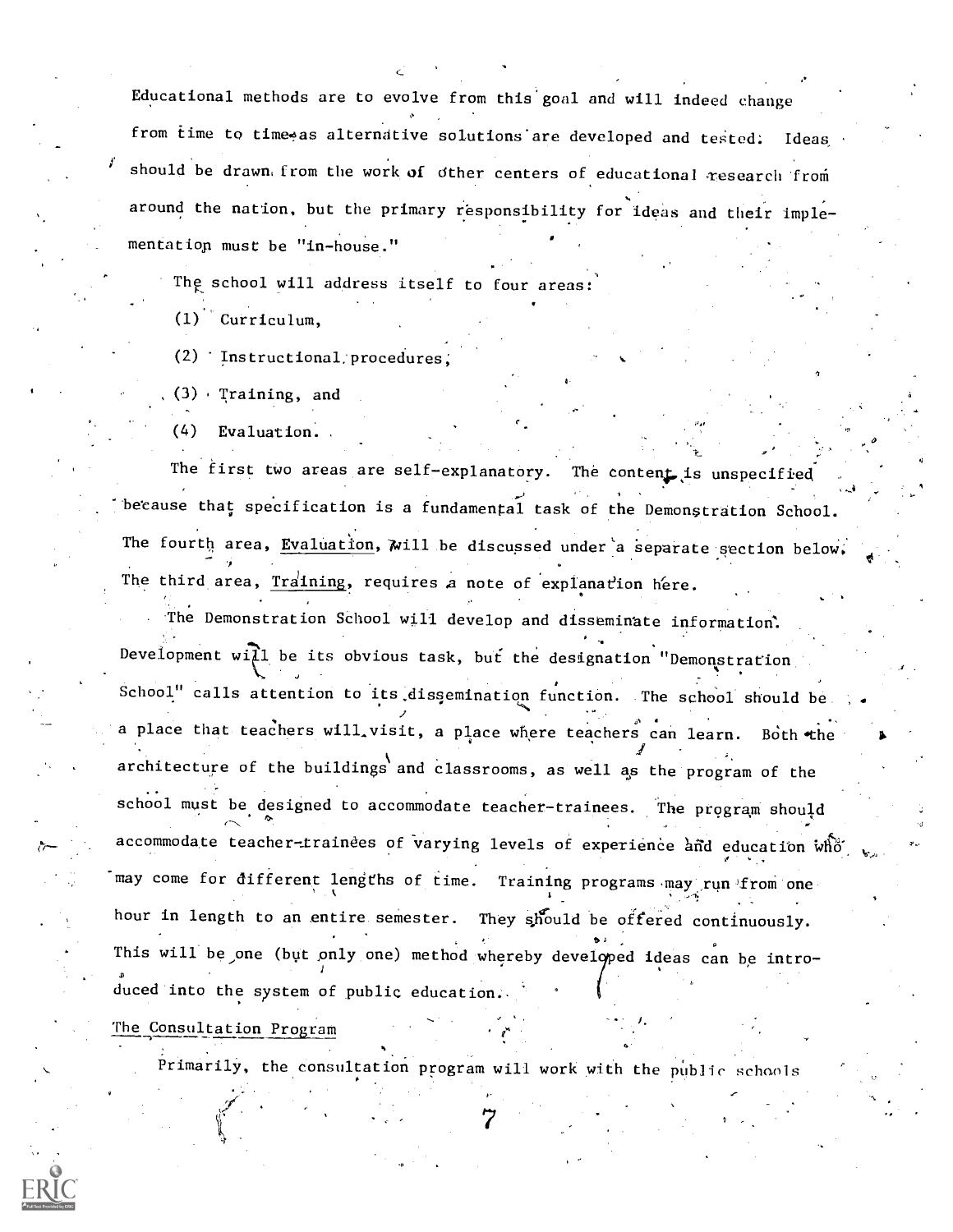Educational methods are to evolve from this goal and will indeed change from time to time as alternative solutions are developed and tested. Ideas should be drawn from the work of other centers of educational research from around the nation, but the primary responsibility for ideas and their implementation must be "in-house."

The school will address itself to four areas:

(1) Curriculum,

(2) Instructional procedures,

(3) Training, and

(4) Evaluation.

The first two areas are self-explanatory. The content is unspecified because that specification is a fundamental task of the Demonstration School. The fourth area, Evaluation, will be discussed under a separate section below. The third area, Training, requires a note of explanation here.

The Demonstration School will develop and disseminate information. Development will be its obvious task, but the designation "Demonstration School" calls attention to its dissemination function. The school should be a place that teachers will visit, a place where teachers can learn. Both the architecture of the buildings and classrooms, as well as the program of the school must be designed to accommodate teacher-trainees. The program should accommodate teacher-trainees of varying levels of experience and education who may come for different lengths of time. Training programs may run from one hour in length to an entire semester. They should be offered continuously. This will be one (but only one) method whereby developed ideas can be introduced into the system of public education.

## The Consultation Program

Primarily, the consultation program will work with the public schools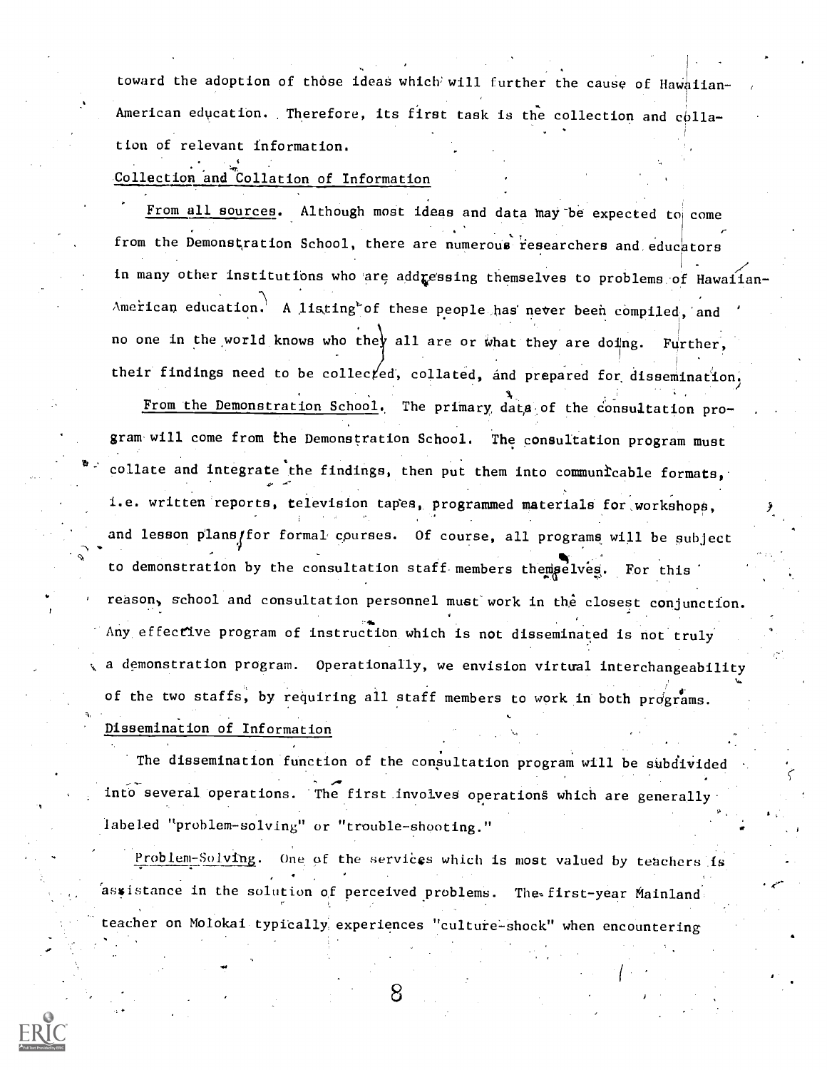toward the adoption of those ideas which will further the cause of Hawaiian-American education. Therefore, its first task is the collection and collation of relevant information.

Collection and Collation of Information

From all sources. Although most ideas and data may be expected to come from the Demonstration School, there are numerous researchers and educators in many other institutions who are addressing themselves to problems of Hawaiian-American education. A listing of these people has never been compiled, and no one in the world knows who they all are or what they are doing. Further, their findings need to be collected, collated, and prepared for dissemination.

From the Demonstration School. The primary data of the consultation program will come from the Demonstration School. The consultation program must collate and integrate the findings, then put them into communicable formats, i.e. written reports, television tapes, programmed materials for workshops, and lesson plans for formal courses. Of course, all programs will be subject to demonstration by the consultation staff members themselves. For this reason, school and consultation personnel must work in the closest conjunction. Any effective program of instruction which is not disseminated is not truly a demonstration program. Operationally, we envision virtual interchangeability of the two staffs, by requiring all staff members to work in both programs.

Dissemination of Information

The dissemination function of the consultation program will be subdivided into several operations. The first involves operations which are generally labeled "problem-solving" or "trouble-shooting."

Problem-Solving. One of the services which is most valued by teachers is assistance in the solution of perceived problems. The first-year Mainland teacher on Molokai typically experiences "culture-shock" when encountering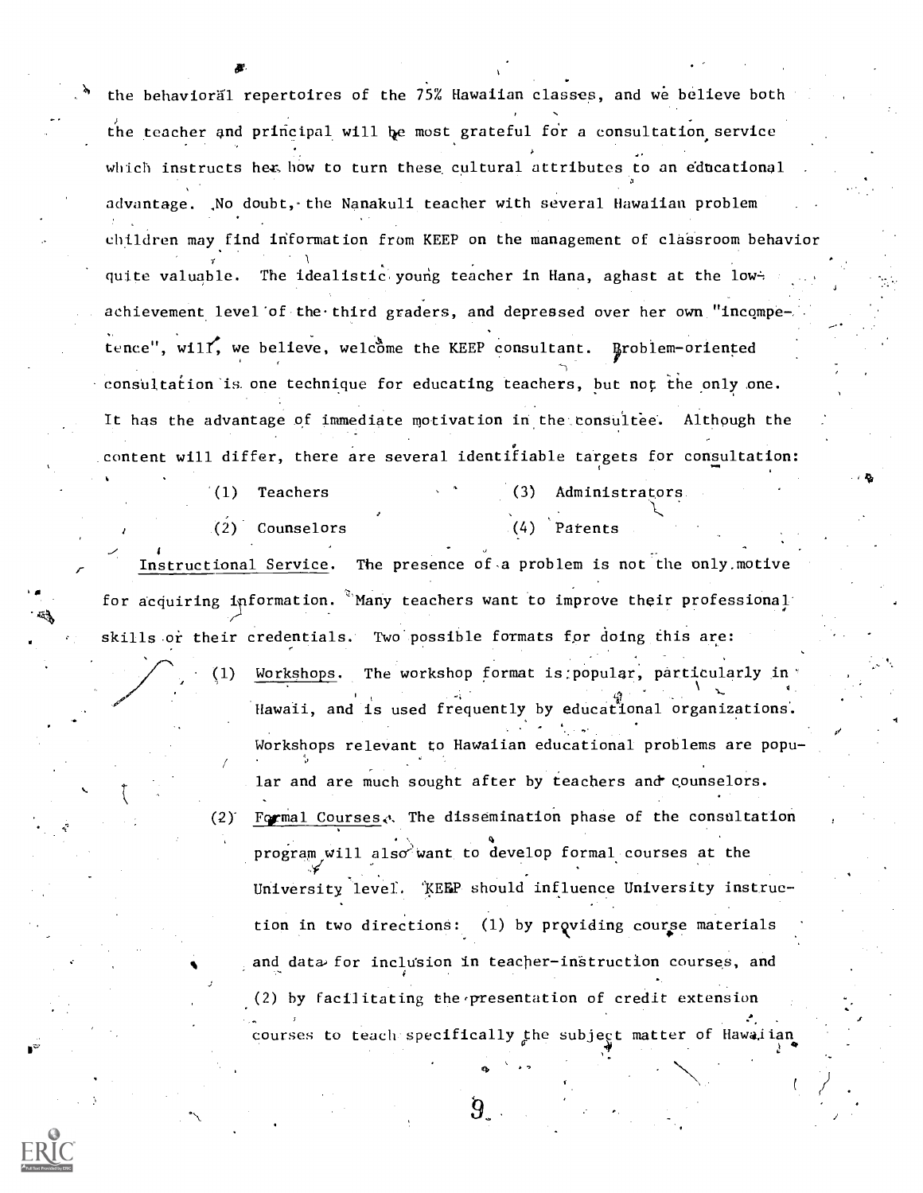the behavioral repertoires of the 75% Hawaiian classes, and we believe both the teacher and principal will be most grateful for a consultation service which instructs her how to turn these cultural attributes to an educational advantage. No doubt, the Nanakuli teacher with several Hawaiian problem children may find information from KEEP on the management of classroom behavior quite valuable. The idealistic young teacher in Hana, aghast at the low-achievement level of the third graders, and depressed over her own "incompetence", will, we believe, welcome the KEEP consultant. Problem-oriented consultation is one technique for educating teachers, but not the only one. It has the advantage of immediate motivation in the consultee. Although the content will differ, there are several identifiable targets for consultation:

(1) Teachers
(2) Counselors
(3) Administrators
(4) Parents

Instructional Service. The presence of a problem is not the only motive for acquiring information. Many teachers want to improve their professional skills or their credentials. Two possible formats for doing this are:

(1) Workshops. The workshop format is popular, particularly in Hawaii, and is used frequently by educational organizations. Workshops relevant to Hawaiian educational problems are popular and are much sought after by teachers and counselors.

(2) Formal Courses. The dissemination phase of the consultation program will also want to develop formal courses at the University level. KEEP should influence University instruction in two directions: (1) by providing course materials and data for inclusion in teacher-instruction courses, and (2) by facilitating the presentation of credit extension courses to teach specifically the subject matter of Hawaiian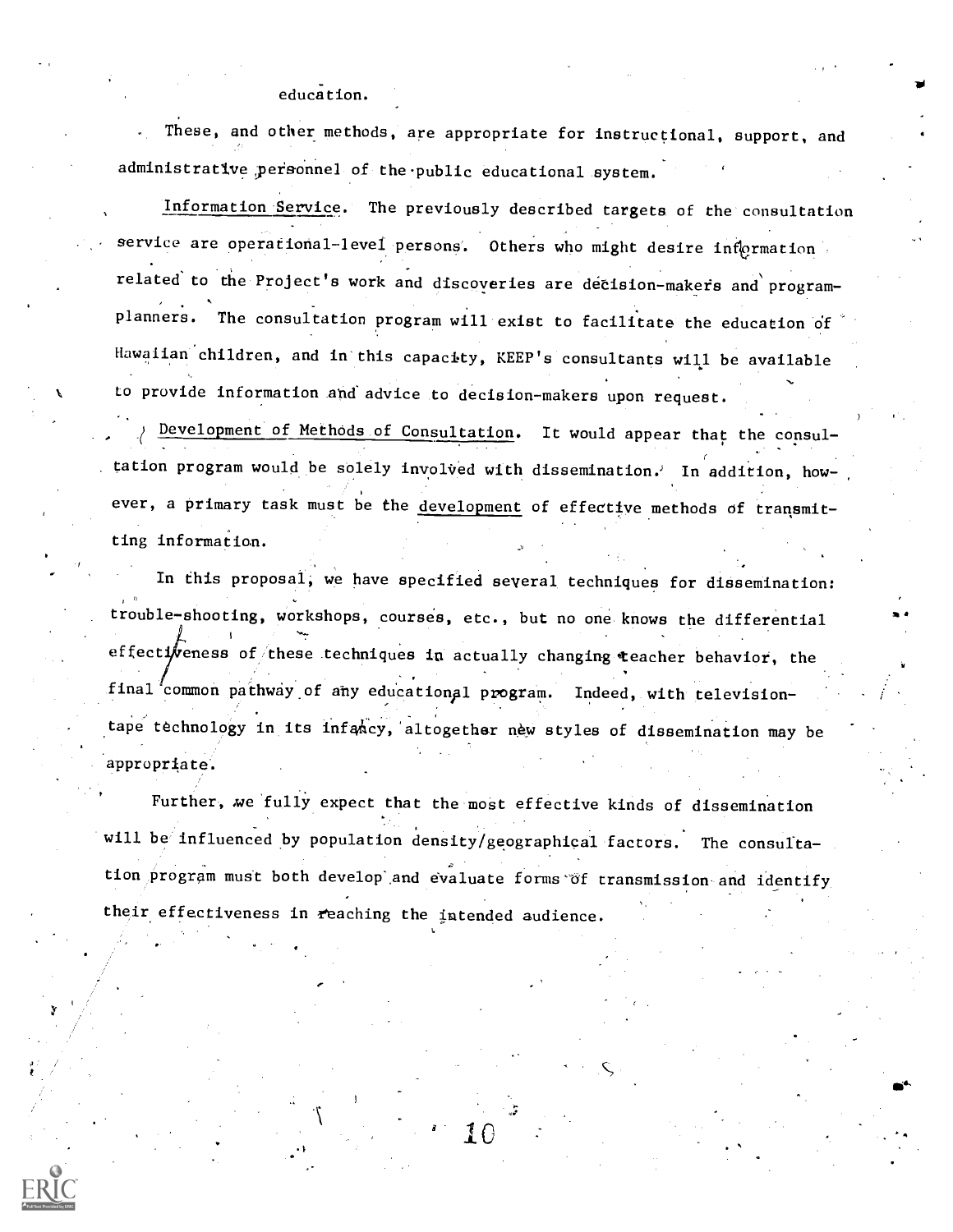education.

These, and other methods, are appropriate for instructional, support, and administrative personnel of the public educational system.

Information Service. The previously described targets of the consultation service are operational-level persons. Others who might desire information related to the Project's work and discoveries are decision-makers and program-planners. The consultation program will exist to facilitate the education of Hawaiian children, and in this capacity, KEEP's consultants will be available to provide information and advice to decision-makers upon request.

Development of Methods of Consultation. It would appear that the consultation program would be solely involved with dissemination. In addition, however, a primary task must be the development of effective methods of transmitting information.

In this proposal, we have specified several techniques for dissemination: trouble-shooting, workshops, courses, etc., but no one knows the differential effectiveness of these techniques in actually changing teacher behavior, the final common pathway of any educational program. Indeed, with television-tape technology in its infancy, altogether new styles of dissemination may be appropriate.

Further, we fully expect that the most effective kinds of dissemination will be influenced by population density/geographical factors. The consultation program must both develop and evaluate forms of transmission and identify their effectiveness in reaching the intended audience.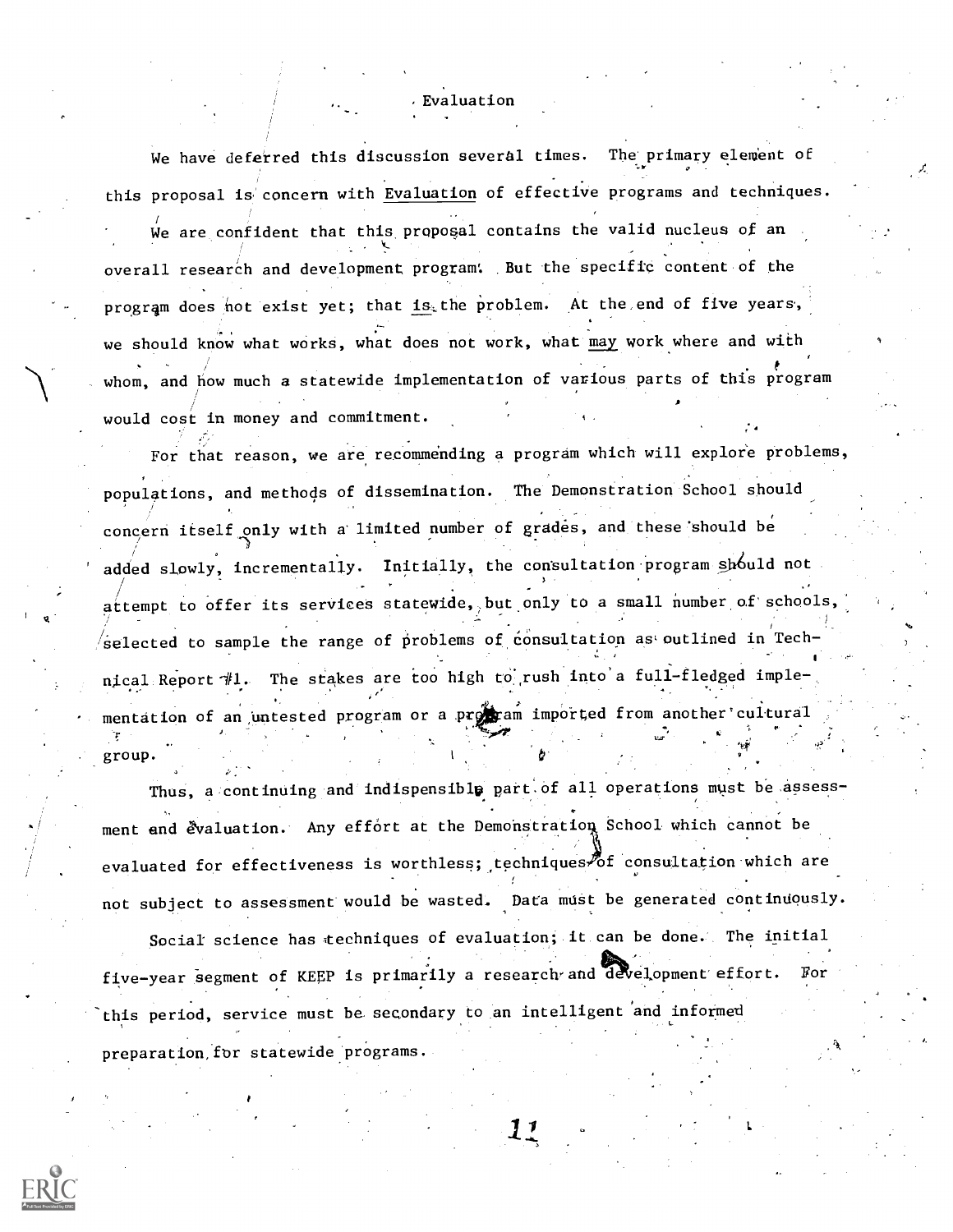# Evaluation

We have deferred this discussion several times. The primary element of this proposal is concern with Evaluation of effective programs and techniques. We are confident that this proposal contains the valid nucleus of an overall research and development program. But the specific content of the program does not exist yet; that is the problem. At the end of five years, we should know what works, what does not work, what may work where and with whom, and how much a statewide implementation of various parts of this program would cost in money and commitment.

For that reason, we are recommending a program which will explore problems, populations, and methods of dissemination. The Demonstration School should concern itself only with a limited number of grades, and these should be added slowly, incrementally. Initially, the consultation program should not attempt to offer its services statewide, but only to a small number of schools, selected to sample the range of problems of consultation as outlined in Technical Report #1. The stakes are too high to rush into a full-fledged implementation of an untested program or a program imported from another cultural group.

Thus, a continuing and indispensible part of all operations must be assessment and evaluation. Any effort at the Demonstration School which cannot be evaluated for effectiveness is worthless; techniques of consultation which are not subject to assessment would be wasted. Data must be generated continuously.

Social science has techniques of evaluation; it can be done. The initial five-year segment of KEEP is primarily a research and development effort. For this period, service must be secondary to an intelligent and informed preparation for statewide programs.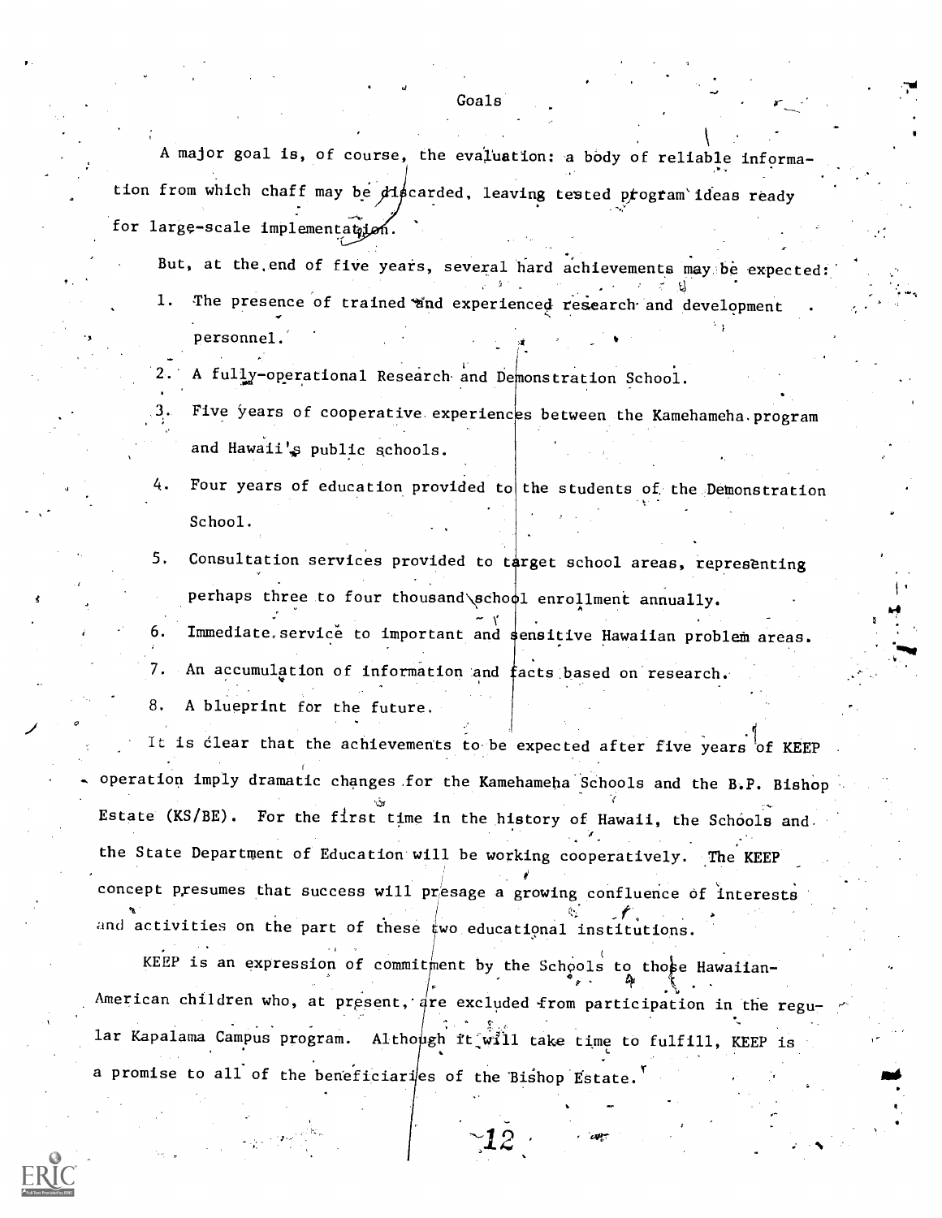## Goals

A major goal is, of course, the evaluation: a body of reliable information from which chaff may be discarded, leaving tested program ideas ready for large-scale implementation.

But, at the end of five years, several hard achievements may be expected:

1. The presence of trained and experienced research and development personnel.
2. A fully-operational Research and Demonstration School.
3. Five years of cooperative experiences between the Kamehameha program and Hawaii's public schools.
4. Four years of education provided to the students of the Demonstration School.
5. Consultation services provided to target school areas, representing perhaps three to four thousand school enrollment annually.
6. Immediate service to important and sensitive Hawaiian problem areas.
7. An accumulation of information and facts based on research.
8. A blueprint for the future.

It is clear that the achievements to be expected after five years of KEEP operation imply dramatic changes for the Kamehameha Schools and the B.P. Bishop Estate (KS/BE). For the first time in the history of Hawaii, the Schools and the State Department of Education will be working cooperatively. The KEEP concept presumes that success will presage a growing confluence of interests and activities on the part of these two educational institutions.

KEEP is an expression of commitment by the Schools to those Hawaiian-American children who, at present, are excluded from participation in the regular Kapalama Campus program. Although it will take time to fulfill, KEEP is a promise to all of the beneficiaries of the Bishop Estate.